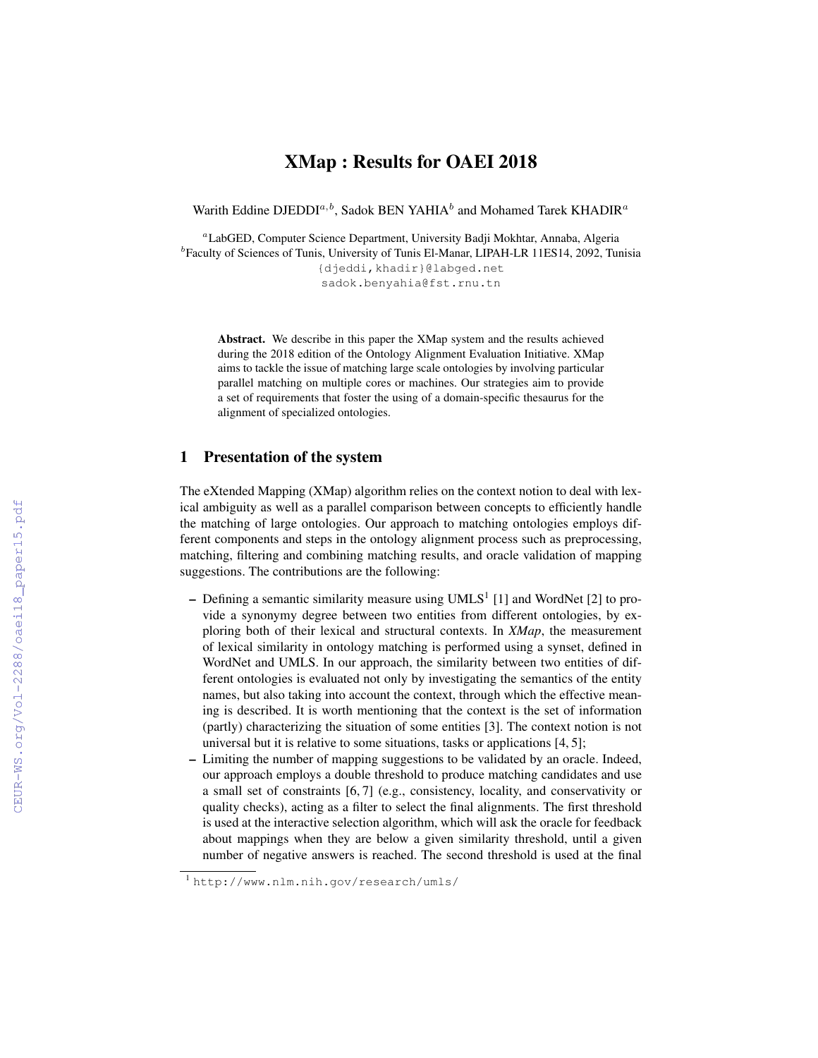# XMap : Results for OAEI 2018

Warith Eddine DJEDDI[a,b], Sadok BEN YAHIA[b] and Mohamed Tarek KHADIR[a]

[a]LabGED, Computer Science Department, University Badji Mokhtar, Annaba, Algeria
[b]Faculty of Sciences of Tunis, University of Tunis El-Manar, LIPAH-LR 11ES14, 2092, Tunisia
{djeddi,khadir}@labged.net
sadok.benyahia@fst.rnu.tn

**Abstract.** We describe in this paper the XMap system and the results achieved during the 2018 edition of the Ontology Alignment Evaluation Initiative. XMap aims to tackle the issue of matching large scale ontologies by involving particular parallel matching on multiple cores or machines. Our strategies aim to provide a set of requirements that foster the using of a domain-specific thesaurus for the alignment of specialized ontologies.

## 1 Presentation of the system

The eXtended Mapping (XMap) algorithm relies on the context notion to deal with lexical ambiguity as well as a parallel comparison between concepts to efficiently handle the matching of large ontologies. Our approach to matching ontologies employs different components and steps in the ontology alignment process such as preprocessing, matching, filtering and combining matching results, and oracle validation of mapping suggestions. The contributions are the following:

- Defining a semantic similarity measure using UMLS[1] [1] and WordNet [2] to provide a synonymy degree between two entities from different ontologies, by exploring both of their lexical and structural contexts. In *XMap*, the measurement of lexical similarity in ontology matching is performed using a synset, defined in WordNet and UMLS. In our approach, the similarity between two entities of different ontologies is evaluated not only by investigating the semantics of the entity names, but also taking into account the context, through which the effective meaning is described. It is worth mentioning that the context is the set of information (partly) characterizing the situation of some entities [3]. The context notion is not universal but it is relative to some situations, tasks or applications [4, 5];
- Limiting the number of mapping suggestions to be validated by an oracle. Indeed, our approach employs a double threshold to produce matching candidates and use a small set of constraints [6, 7] (e.g., consistency, locality, and conservativity or quality checks), acting as a filter to select the final alignments. The first threshold is used at the interactive selection algorithm, which will ask the oracle for feedback about mappings when they are below a given similarity threshold, until a given number of negative answers is reached. The second threshold is used at the final

[1] http://www.nlm.nih.gov/research/umls/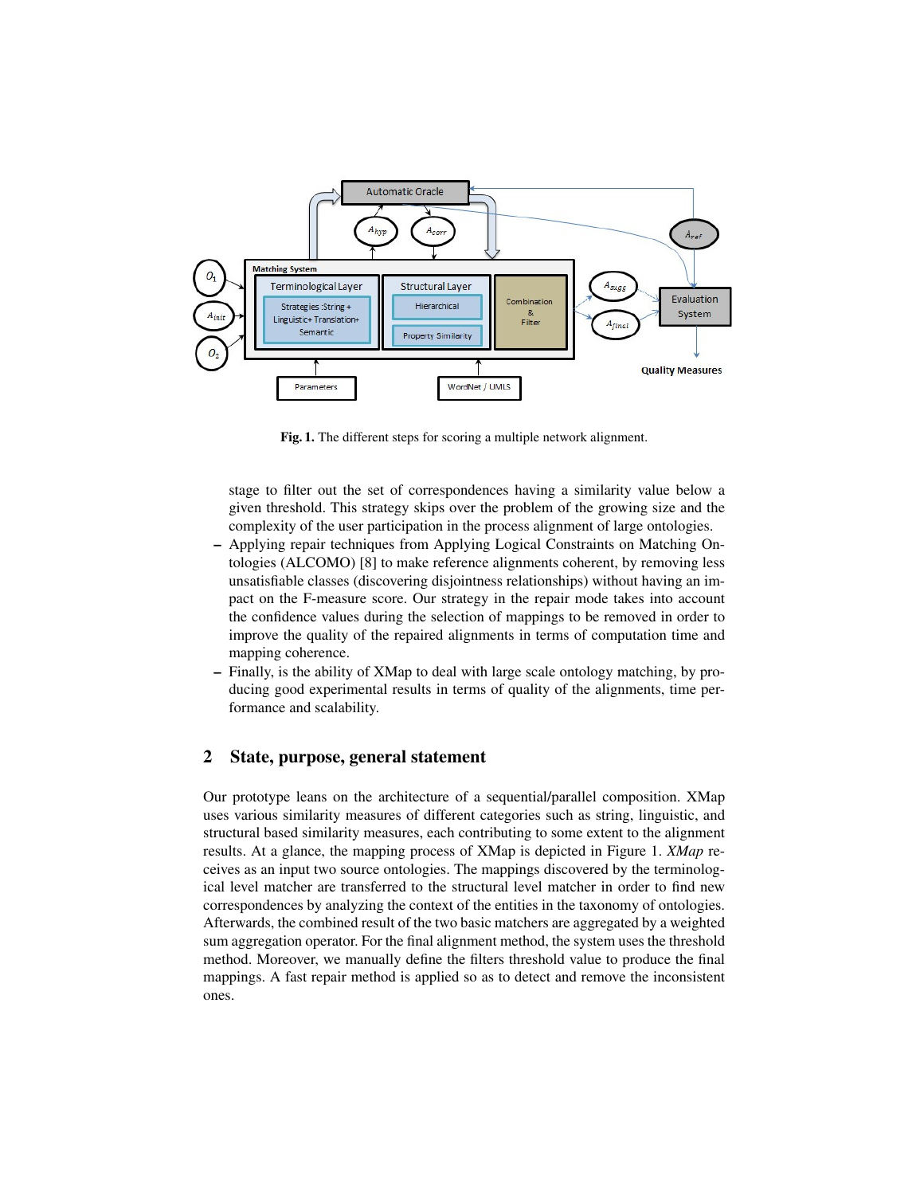Fig. 1. The different steps for scoring a multiple network alignment.

stage to filter out the set of correspondences having a similarity value below a given threshold. This strategy skips over the problem of the growing size and the complexity of the user participation in the process alignment of large ontologies.

- Applying repair techniques from Applying Logical Constraints on Matching Ontologies (ALCOMO) [8] to make reference alignments coherent, by removing less unsatisfiable classes (discovering disjointness relationships) without having an impact on the F-measure score. Our strategy in the repair mode takes into account the confidence values during the selection of mappings to be removed in order to improve the quality of the repaired alignments in terms of computation time and mapping coherence.
- Finally, is the ability of XMap to deal with large scale ontology matching, by producing good experimental results in terms of quality of the alignments, time performance and scalability.

## 2 State, purpose, general statement

Our prototype leans on the architecture of a sequential/parallel composition. XMap uses various similarity measures of different categories such as string, linguistic, and structural based similarity measures, each contributing to some extent to the alignment results. At a glance, the mapping process of XMap is depicted in Figure 1. *XMap* receives as an input two source ontologies. The mappings discovered by the terminological level matcher are transferred to the structural level matcher in order to find new correspondences by analyzing the context of the entities in the taxonomy of ontologies. Afterwards, the combined result of the two basic matchers are aggregated by a weighted sum aggregation operator. For the final alignment method, the system uses the threshold method. Moreover, we manually define the filters threshold value to produce the final mappings. A fast repair method is applied so as to detect and remove the inconsistent ones.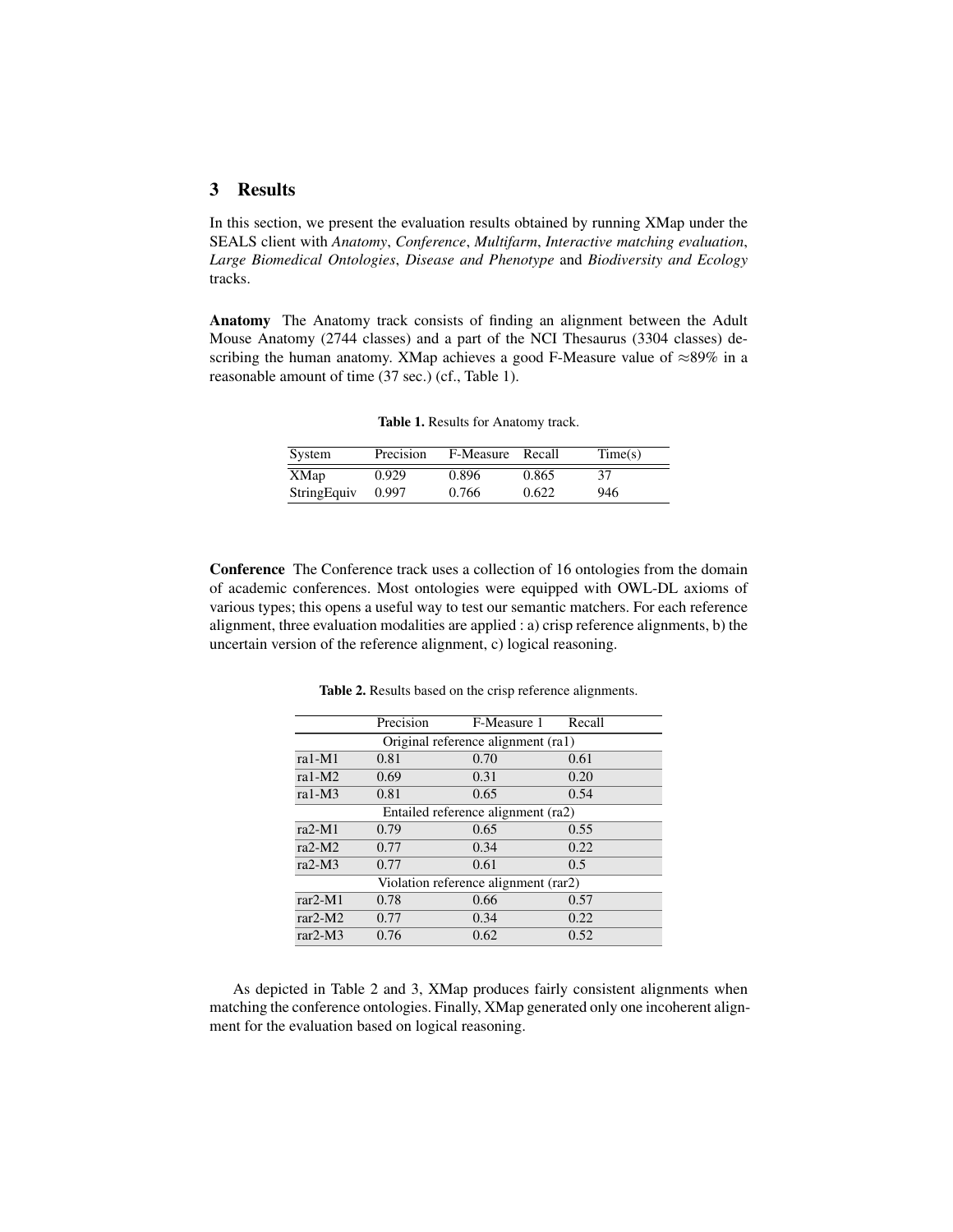## 3 Results

In this section, we present the evaluation results obtained by running XMap under the SEALS client with *Anatomy*, *Conference*, *Multifarm*, *Interactive matching evaluation*, *Large Biomedical Ontologies*, *Disease and Phenotype* and *Biodiversity and Ecology* tracks.

**Anatomy** The Anatomy track consists of finding an alignment between the Adult Mouse Anatomy (2744 classes) and a part of the NCI Thesaurus (3304 classes) describing the human anatomy. XMap achieves a good F-Measure value of ≈89% in a reasonable amount of time (37 sec.) (cf., Table 1).

**Table 1.** Results for Anatomy track.

| System | Precision | F-Measure | Recall | Time(s) |
|---|---|---|---|---|
| XMap | 0.929 | 0.896 | 0.865 | 37 |
| StringEquiv | 0.997 | 0.766 | 0.622 | 946 |

**Conference** The Conference track uses a collection of 16 ontologies from the domain of academic conferences. Most ontologies were equipped with OWL-DL axioms of various types; this opens a useful way to test our semantic matchers. For each reference alignment, three evaluation modalities are applied : a) crisp reference alignments, b) the uncertain version of the reference alignment, c) logical reasoning.

**Table 2.** Results based on the crisp reference alignments.

| | Precision | F-Measure 1 | Recall |
|---|---|---|---|
| Original reference alignment (ra1) | | | |
| ra1-M1 | 0.81 | 0.70 | 0.61 |
| ra1-M2 | 0.69 | 0.31 | 0.20 |
| ra1-M3 | 0.81 | 0.65 | 0.54 |
| Entailed reference alignment (ra2) | | | |
| ra2-M1 | 0.79 | 0.65 | 0.55 |
| ra2-M2 | 0.77 | 0.34 | 0.22 |
| ra2-M3 | 0.77 | 0.61 | 0.5 |
| Violation reference alignment (rar2) | | | |
| rar2-M1 | 0.78 | 0.66 | 0.57 |
| rar2-M2 | 0.77 | 0.34 | 0.22 |
| rar2-M3 | 0.76 | 0.62 | 0.52 |

As depicted in Table 2 and 3, XMap produces fairly consistent alignments when matching the conference ontologies. Finally, XMap generated only one incoherent alignment for the evaluation based on logical reasoning.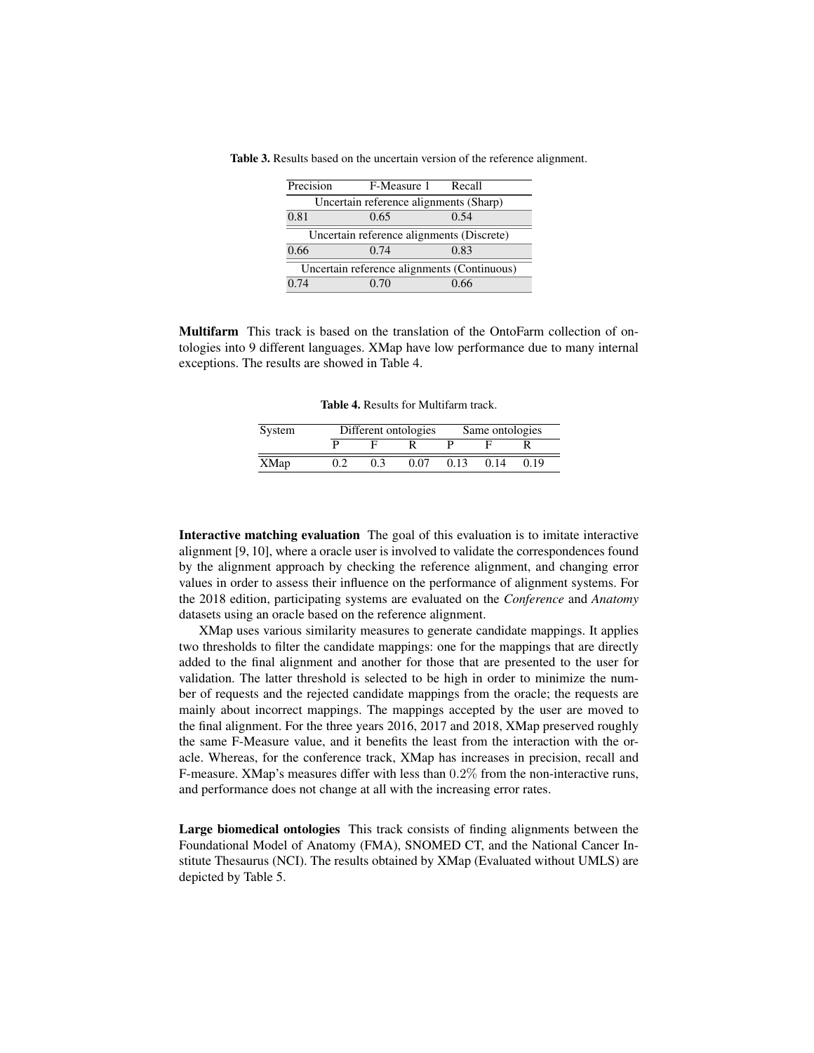Table 3. Results based on the uncertain version of the reference alignment.

| Precision | F-Measure 1 | Recall |
|---|---|---|
| Uncertain reference alignments (Sharp) | | |
| 0.81 | 0.65 | 0.54 |
| Uncertain reference alignments (Discrete) | | |
| 0.66 | 0.74 | 0.83 |
| Uncertain reference alignments (Continuous) | | |
| 0.74 | 0.70 | 0.66 |

**Multifarm** This track is based on the translation of the OntoFarm collection of ontologies into 9 different languages. XMap have low performance due to many internal exceptions. The results are showed in Table 4.

Table 4. Results for Multifarm track.

| System | Different ontologies | | | Same ontologies | | |
|---|---|---|---|---|---|---|
| | P | F | R | P | F | R |
| XMap | 0.2 | 0.3 | 0.07 | 0.13 | 0.14 | 0.19 |

**Interactive matching evaluation** The goal of this evaluation is to imitate interactive alignment [9, 10], where a oracle user is involved to validate the correspondences found by the alignment approach by checking the reference alignment, and changing error values in order to assess their influence on the performance of alignment systems. For the 2018 edition, participating systems are evaluated on the *Conference* and *Anatomy* datasets using an oracle based on the reference alignment.

XMap uses various similarity measures to generate candidate mappings. It applies two thresholds to filter the candidate mappings: one for the mappings that are directly added to the final alignment and another for those that are presented to the user for validation. The latter threshold is selected to be high in order to minimize the number of requests and the rejected candidate mappings from the oracle; the requests are mainly about incorrect mappings. The mappings accepted by the user are moved to the final alignment. For the three years 2016, 2017 and 2018, XMap preserved roughly the same F-Measure value, and it benefits the least from the interaction with the oracle. Whereas, for the conference track, XMap has increases in precision, recall and F-measure. XMap's measures differ with less than $0.2\%$ from the non-interactive runs, and performance does not change at all with the increasing error rates.

**Large biomedical ontologies** This track consists of finding alignments between the Foundational Model of Anatomy (FMA), SNOMED CT, and the National Cancer Institute Thesaurus (NCI). The results obtained by XMap (Evaluated without UMLS) are depicted by Table 5.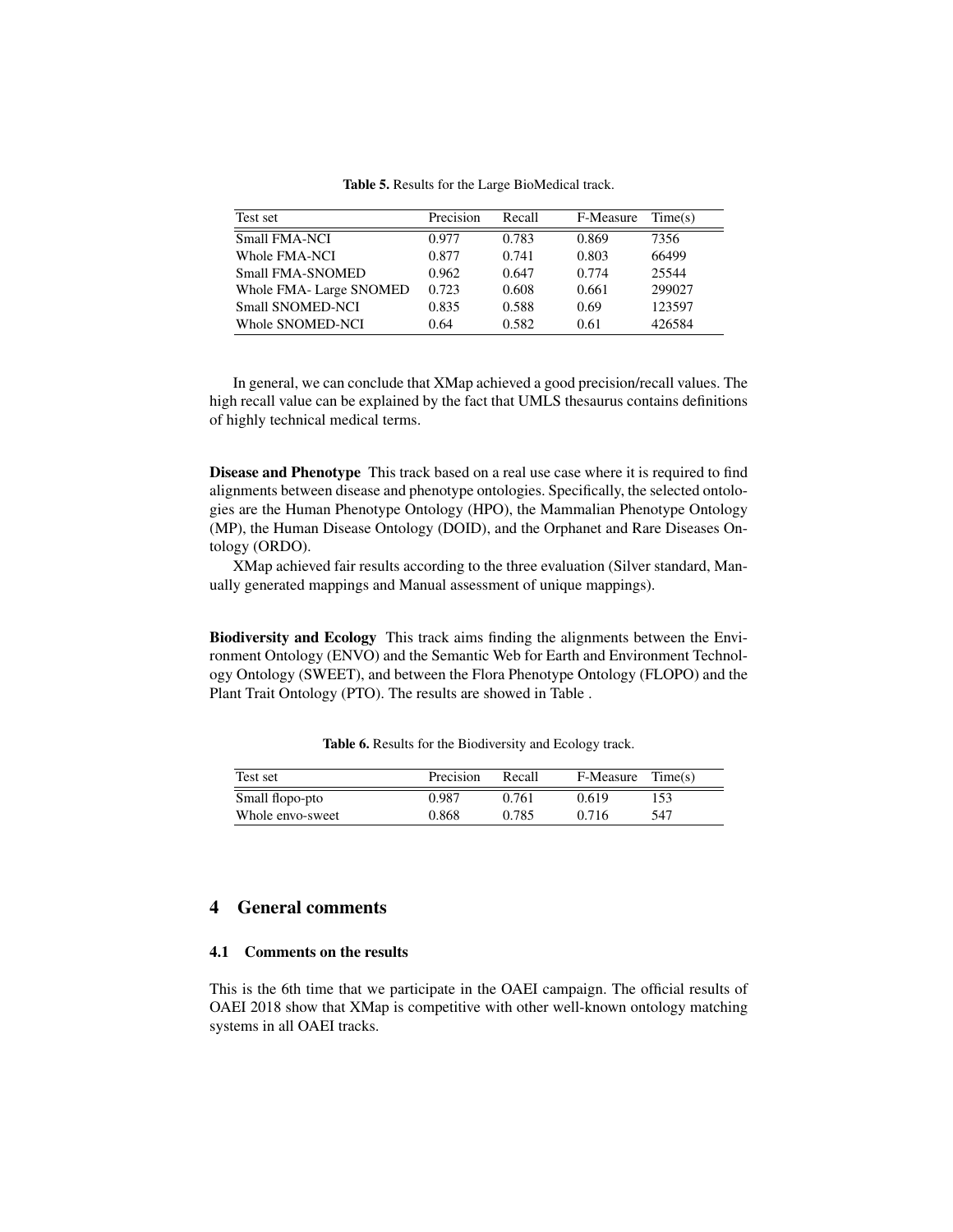**Table 5.** Results for the Large BioMedical track.

| Test set | Precision | Recall | F-Measure | Time(s) |
|---|---|---|---|---|
| Small FMA-NCI | 0.977 | 0.783 | 0.869 | 7356 |
| Whole FMA-NCI | 0.877 | 0.741 | 0.803 | 66499 |
| Small FMA-SNOMED | 0.962 | 0.647 | 0.774 | 25544 |
| Whole FMA- Large SNOMED | 0.723 | 0.608 | 0.661 | 299027 |
| Small SNOMED-NCI | 0.835 | 0.588 | 0.69 | 123597 |
| Whole SNOMED-NCI | 0.64 | 0.582 | 0.61 | 426584 |

In general, we can conclude that XMap achieved a good precision/recall values. The high recall value can be explained by the fact that UMLS thesaurus contains definitions of highly technical medical terms.

**Disease and Phenotype** This track based on a real use case where it is required to find alignments between disease and phenotype ontologies. Specifically, the selected ontologies are the Human Phenotype Ontology (HPO), the Mammalian Phenotype Ontology (MP), the Human Disease Ontology (DOID), and the Orphanet and Rare Diseases Ontology (ORDO).

XMap achieved fair results according to the three evaluation (Silver standard, Manually generated mappings and Manual assessment of unique mappings).

**Biodiversity and Ecology** This track aims finding the alignments between the Environment Ontology (ENVO) and the Semantic Web for Earth and Environment Technology Ontology (SWEET), and between the Flora Phenotype Ontology (FLOPO) and the Plant Trait Ontology (PTO). The results are showed in Table .

**Table 6.** Results for the Biodiversity and Ecology track.

| Test set | Precision | Recall | F-Measure | Time(s) |
|---|---|---|---|---|
| Small flopo-pto | 0.987 | 0.761 | 0.619 | 153 |
| Whole envo-sweet | 0.868 | 0.785 | 0.716 | 547 |

## 4 General comments

### 4.1 Comments on the results

This is the 6th time that we participate in the OAEI campaign. The official results of OAEI 2018 show that XMap is competitive with other well-known ontology matching systems in all OAEI tracks.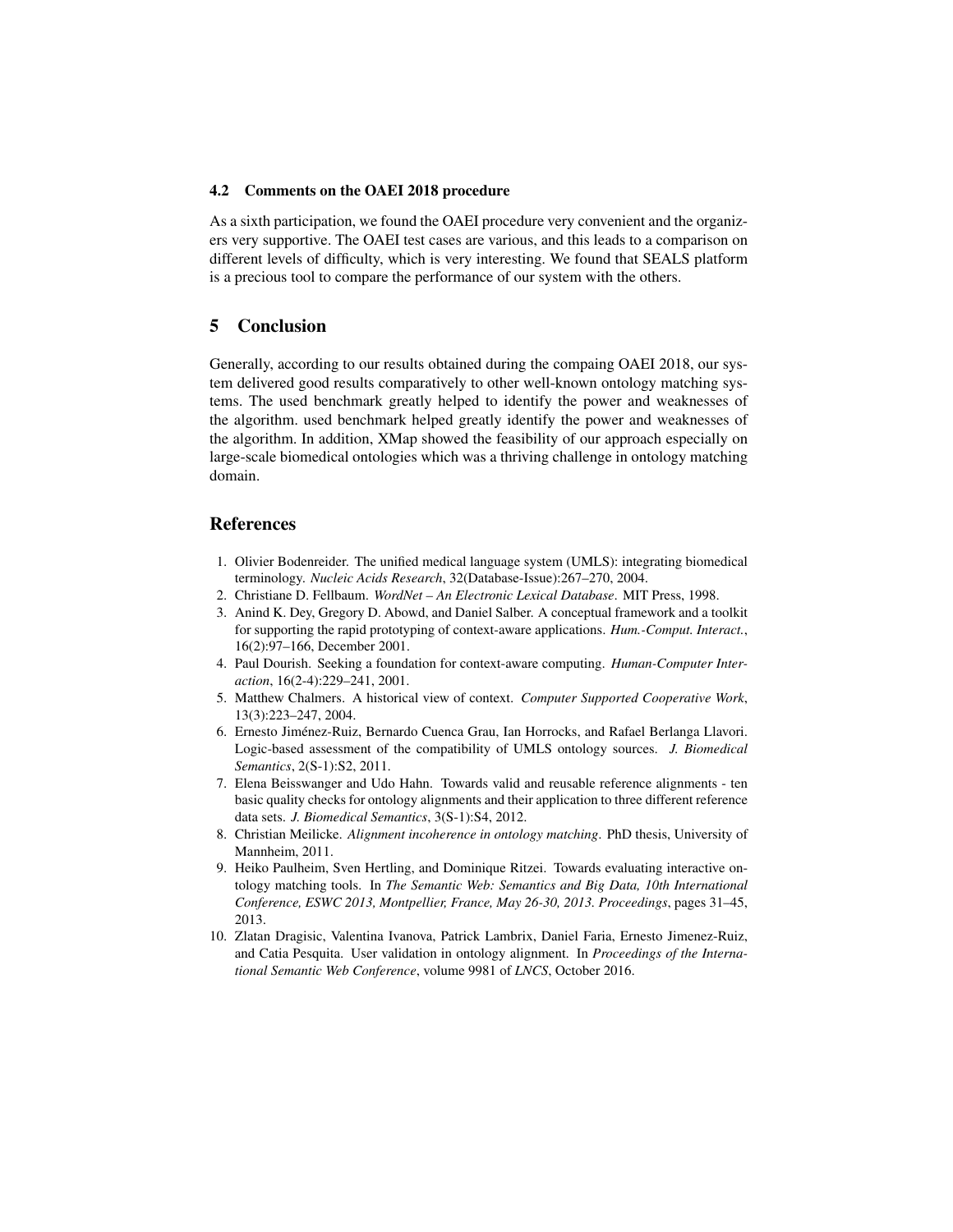### 4.2 Comments on the OAEI 2018 procedure

As a sixth participation, we found the OAEI procedure very convenient and the organizers very supportive. The OAEI test cases are various, and this leads to a comparison on different levels of difficulty, which is very interesting. We found that SEALS platform is a precious tool to compare the performance of our system with the others.

## 5 Conclusion

Generally, according to our results obtained during the compaing OAEI 2018, our system delivered good results comparatively to other well-known ontology matching systems. The used benchmark greatly helped to identify the power and weaknesses of the algorithm. used benchmark helped greatly identify the power and weaknesses of the algorithm. In addition, XMap showed the feasibility of our approach especially on large-scale biomedical ontologies which was a thriving challenge in ontology matching domain.

## References

1. Olivier Bodenreider. The unified medical language system (UMLS): integrating biomedical terminology. *Nucleic Acids Research*, 32(Database-Issue):267–270, 2004.
2. Christiane D. Fellbaum. *WordNet – An Electronic Lexical Database*. MIT Press, 1998.
3. Anind K. Dey, Gregory D. Abowd, and Daniel Salber. A conceptual framework and a toolkit for supporting the rapid prototyping of context-aware applications. *Hum.-Comput. Interact.*, 16(2):97–166, December 2001.
4. Paul Dourish. Seeking a foundation for context-aware computing. *Human-Computer Interaction*, 16(2-4):229–241, 2001.
5. Matthew Chalmers. A historical view of context. *Computer Supported Cooperative Work*, 13(3):223–247, 2004.
6. Ernesto Jiménez-Ruiz, Bernardo Cuenca Grau, Ian Horrocks, and Rafael Berlanga Llavori. Logic-based assessment of the compatibility of UMLS ontology sources. *J. Biomedical Semantics*, 2(S-1):S2, 2011.
7. Elena Beisswanger and Udo Hahn. Towards valid and reusable reference alignments - ten basic quality checks for ontology alignments and their application to three different reference data sets. *J. Biomedical Semantics*, 3(S-1):S4, 2012.
8. Christian Meilicke. *Alignment incoherence in ontology matching*. PhD thesis, University of Mannheim, 2011.
9. Heiko Paulheim, Sven Hertling, and Dominique Ritzei. Towards evaluating interactive ontology matching tools. In *The Semantic Web: Semantics and Big Data, 10th International Conference, ESWC 2013, Montpellier, France, May 26-30, 2013. Proceedings*, pages 31–45, 2013.
10. Zlatan Dragisic, Valentina Ivanova, Patrick Lambrix, Daniel Faria, Ernesto Jimenez-Ruiz, and Catia Pesquita. User validation in ontology alignment. In *Proceedings of the International Semantic Web Conference*, volume 9981 of *LNCS*, October 2016.